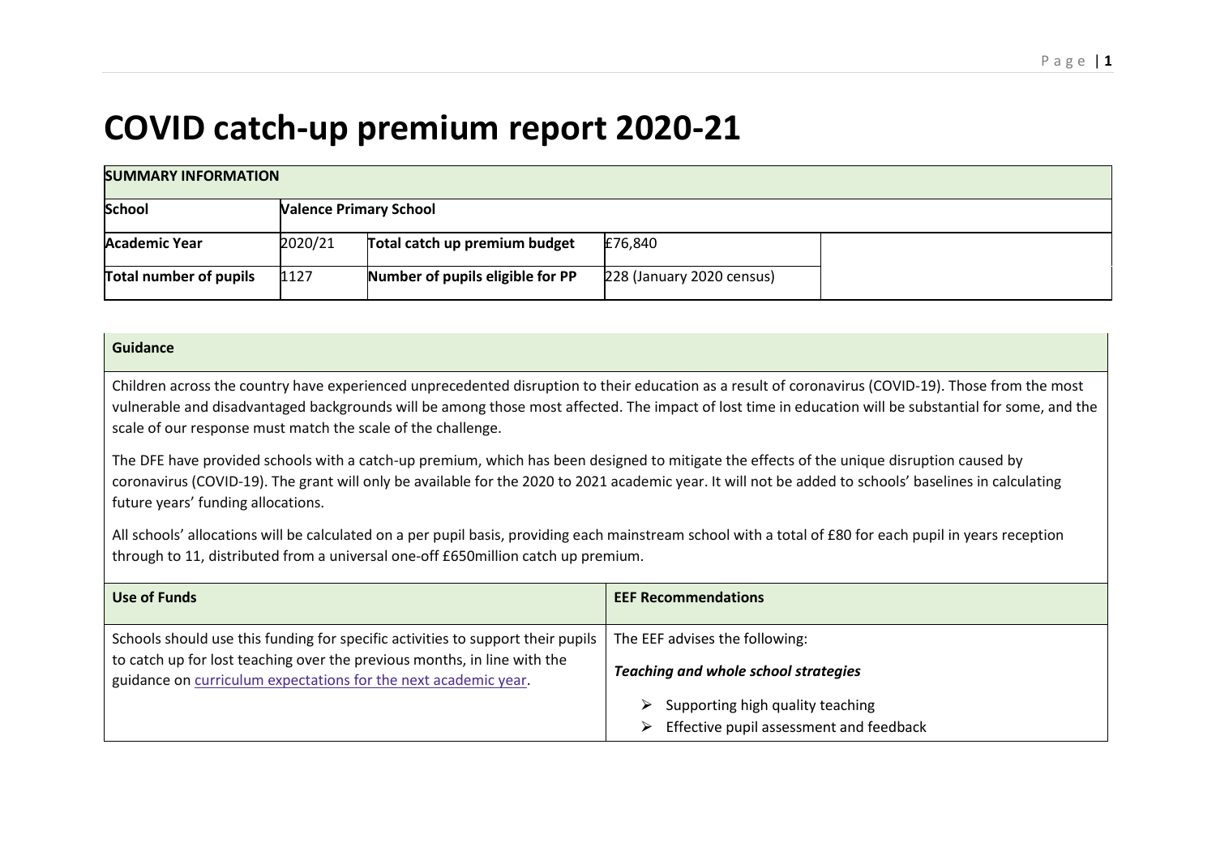# COVID catch-up premium report 2020-21

| SUMMARY INFORMATION | | | | |
|---|---|---|---|---|
| **School** | **Valence Primary School** | | | |
| **Academic Year** | 2020/21 | **Total catch up premium budget** | £76,840 | |
| **Total number of pupils** | 1127 | **Number of pupils eligible for PP** | 228 (January 2020 census) | |

| Guidance |
|---|
| Children across the country have experienced unprecedented disruption to their education as a result of coronavirus (COVID-19). Those from the most vulnerable and disadvantaged backgrounds will be among those most affected. The impact of lost time in education will be substantial for some, and the scale of our response must match the scale of the challenge.<br><br>The DFE have provided schools with a catch-up premium, which has been designed to mitigate the effects of the unique disruption caused by coronavirus (COVID-19). The grant will only be available for the 2020 to 2021 academic year. It will not be added to schools' baselines in calculating future years' funding allocations.<br><br>All schools' allocations will be calculated on a per pupil basis, providing each mainstream school with a total of £80 for each pupil in years reception through to 11, distributed from a universal one-off £650million catch up premium. |

| Use of Funds | EEF Recommendations |
|---|---|
| Schools should use this funding for specific activities to support their pupils to catch up for lost teaching over the previous months, in line with the guidance on curriculum expectations for the next academic year. | The EEF advises the following:<br><br>***Teaching and whole school strategies***<br><br>➢ Supporting high quality teaching<br>➢ Effective pupil assessment and feedback |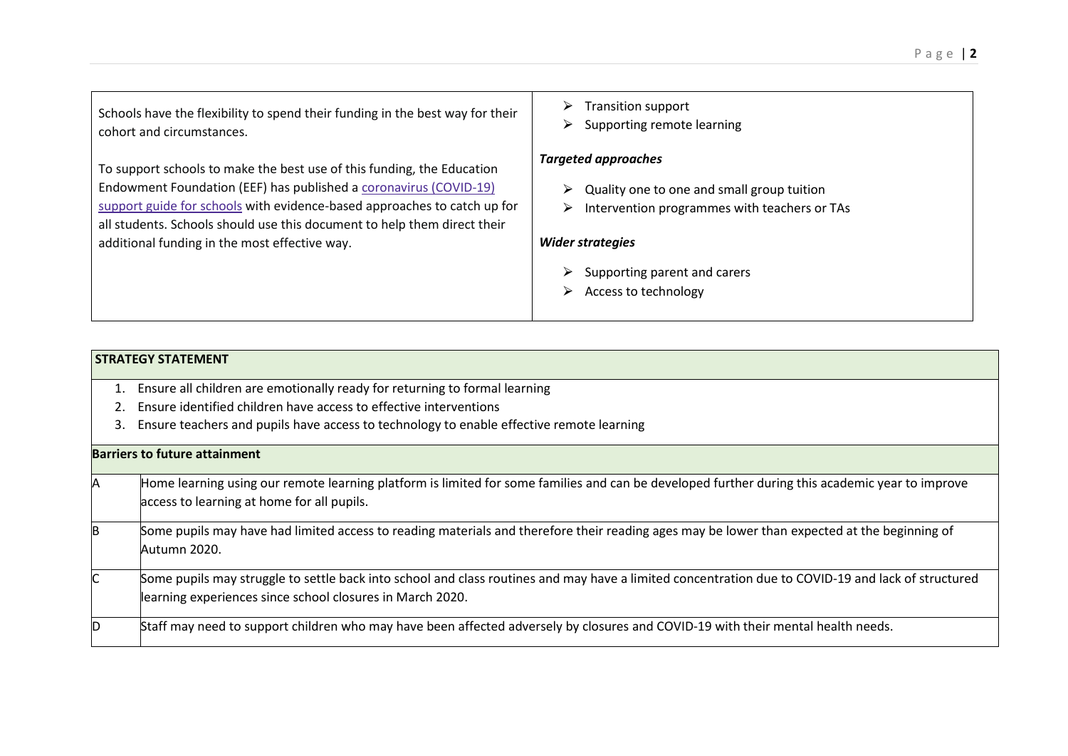| | |
|---|---|
| Schools have the flexibility to spend their funding in the best way for their cohort and circumstances.<br><br>To support schools to make the best use of this funding, the Education Endowment Foundation (EEF) has published a coronavirus (COVID-19) support guide for schools with evidence-based approaches to catch up for all students. Schools should use this document to help them direct their additional funding in the most effective way. | ➢ Transition support<br>➢ Supporting remote learning<br><br>***Targeted approaches***<br><br>➢ Quality one to one and small group tuition<br>➢ Intervention programmes with teachers or TAs<br><br>***Wider strategies***<br><br>➢ Supporting parent and carers<br>➢ Access to technology |

**STRATEGY STATEMENT**

1. Ensure all children are emotionally ready for returning to formal learning
2. Ensure identified children have access to effective interventions
3. Ensure teachers and pupils have access to technology to enable effective remote learning

**Barriers to future attainment**

| | |
|---|---|
| A | Home learning using our remote learning platform is limited for some families and can be developed further during this academic year to improve access to learning at home for all pupils. |
| B | Some pupils may have had limited access to reading materials and therefore their reading ages may be lower than expected at the beginning of Autumn 2020. |
| C | Some pupils may struggle to settle back into school and class routines and may have a limited concentration due to COVID-19 and lack of structured learning experiences since school closures in March 2020. |
| D | Staff may need to support children who may have been affected adversely by closures and COVID-19 with their mental health needs. |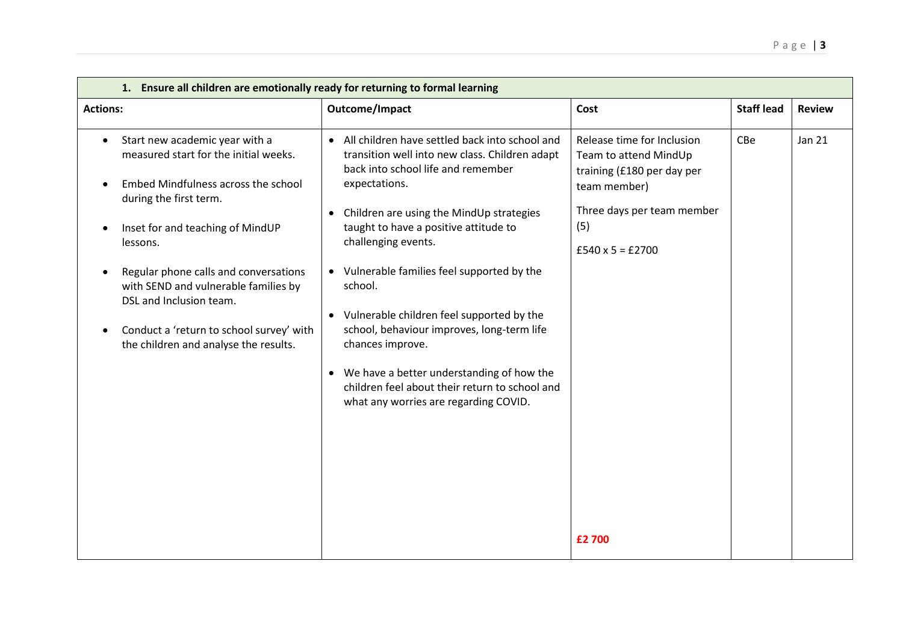| **1. Ensure all children are emotionally ready for returning to formal learning** | | | | |
|---|---|---|---|---|
| **Actions:** | **Outcome/Impact** | **Cost** | **Staff lead** | **Review** |
| • Start new academic year with a measured start for the initial weeks.<br><br>• Embed Mindfulness across the school during the first term.<br><br>• Inset for and teaching of MindUP lessons.<br><br>• Regular phone calls and conversations with SEND and vulnerable families by DSL and Inclusion team.<br><br>• Conduct a 'return to school survey' with the children and analyse the results. | • All children have settled back into school and transition well into new class. Children adapt back into school life and remember expectations.<br><br>• Children are using the MindUp strategies taught to have a positive attitude to challenging events.<br><br>• Vulnerable families feel supported by the school.<br><br>• Vulnerable children feel supported by the school, behaviour improves, long-term life chances improve.<br><br>• We have a better understanding of how the children feel about their return to school and what any worries are regarding COVID. | Release time for Inclusion Team to attend MindUp training (£180 per day per team member)<br><br>Three days per team member (5)<br><br>£540 x 5 = £2700<br><br>**£2 700** | CBe | Jan 21 |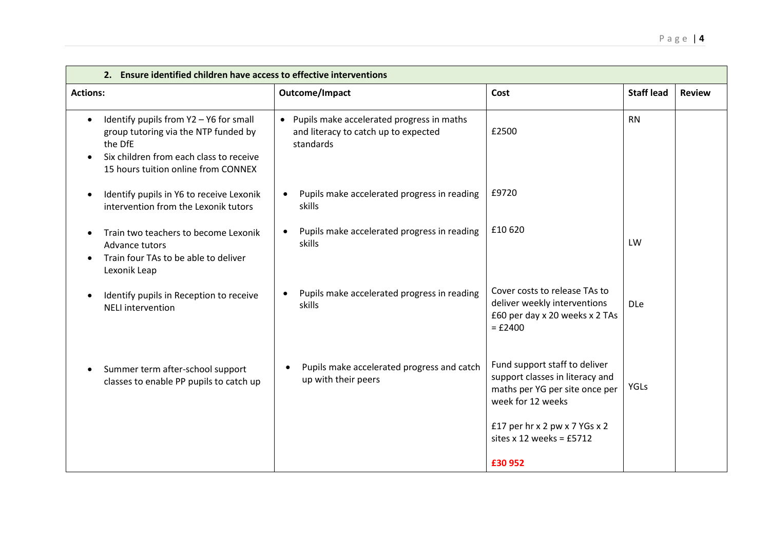| **2. Ensure identified children have access to effective interventions** | | | | |
|---|---|---|---|---|
| **Actions:** | **Outcome/Impact** | **Cost** | **Staff lead** | **Review** |
| • Identify pupils from Y2 – Y6 for small group tutoring via the NTP funded by the DfE<br>• Six children from each class to receive 15 hours tuition online from CONNEX | • Pupils make accelerated progress in maths and literacy to catch up to expected standards | £2500 | RN | |
| • Identify pupils in Y6 to receive Lexonik intervention from the Lexonik tutors | • Pupils make accelerated progress in reading skills | £9720 | | |
| • Train two teachers to become Lexonik Advance tutors<br>• Train four TAs to be able to deliver Lexonik Leap | • Pupils make accelerated progress in reading skills | £10 620 | LW | |
| • Identify pupils in Reception to receive NELI intervention | • Pupils make accelerated progress in reading skills | Cover costs to release TAs to deliver weekly interventions £60 per day x 20 weeks x 2 TAs = £2400 | DLe | |
| • Summer term after-school support classes to enable PP pupils to catch up | • Pupils make accelerated progress and catch up with their peers | Fund support staff to deliver support classes in literacy and maths per YG per site once per week for 12 weeks<br><br>£17 per hr x 2 pw x 7 YGs x 2 sites x 12 weeks = £5712<br><br>**£30 952** | YGLs | |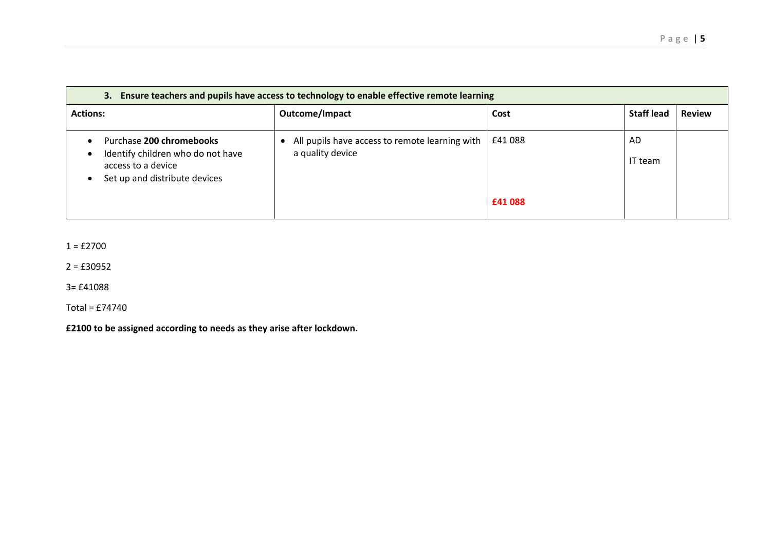| 3. Ensure teachers and pupils have access to technology to enable effective remote learning | | | | |
|---|---|---|---|---|
| **Actions:** | **Outcome/Impact** | **Cost** | **Staff lead** | **Review** |
| • Purchase **200 chromebooks**<br>• Identify children who do not have access to a device<br>• Set up and distribute devices | • All pupils have access to remote learning with a quality device | £41 088<br><br>**£41 088** | AD<br><br>IT team | |

1 = £2700

2 = £30952

3= £41088

Total = £74740

**£2100 to be assigned according to needs as they arise after lockdown.**